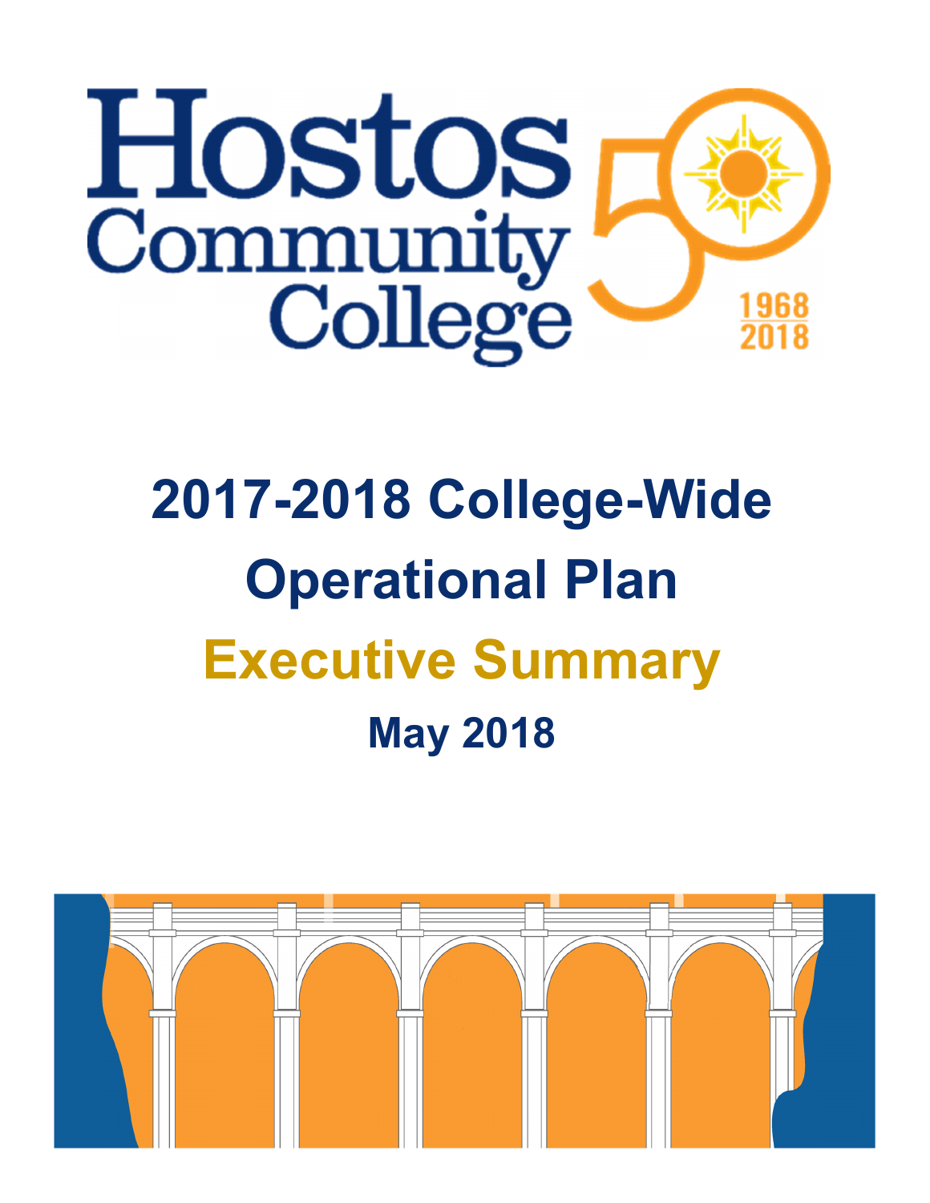# Hostos Community College

1968
2018

# 2017-2018 College-Wide Operational Plan

## Executive Summary

### May 2018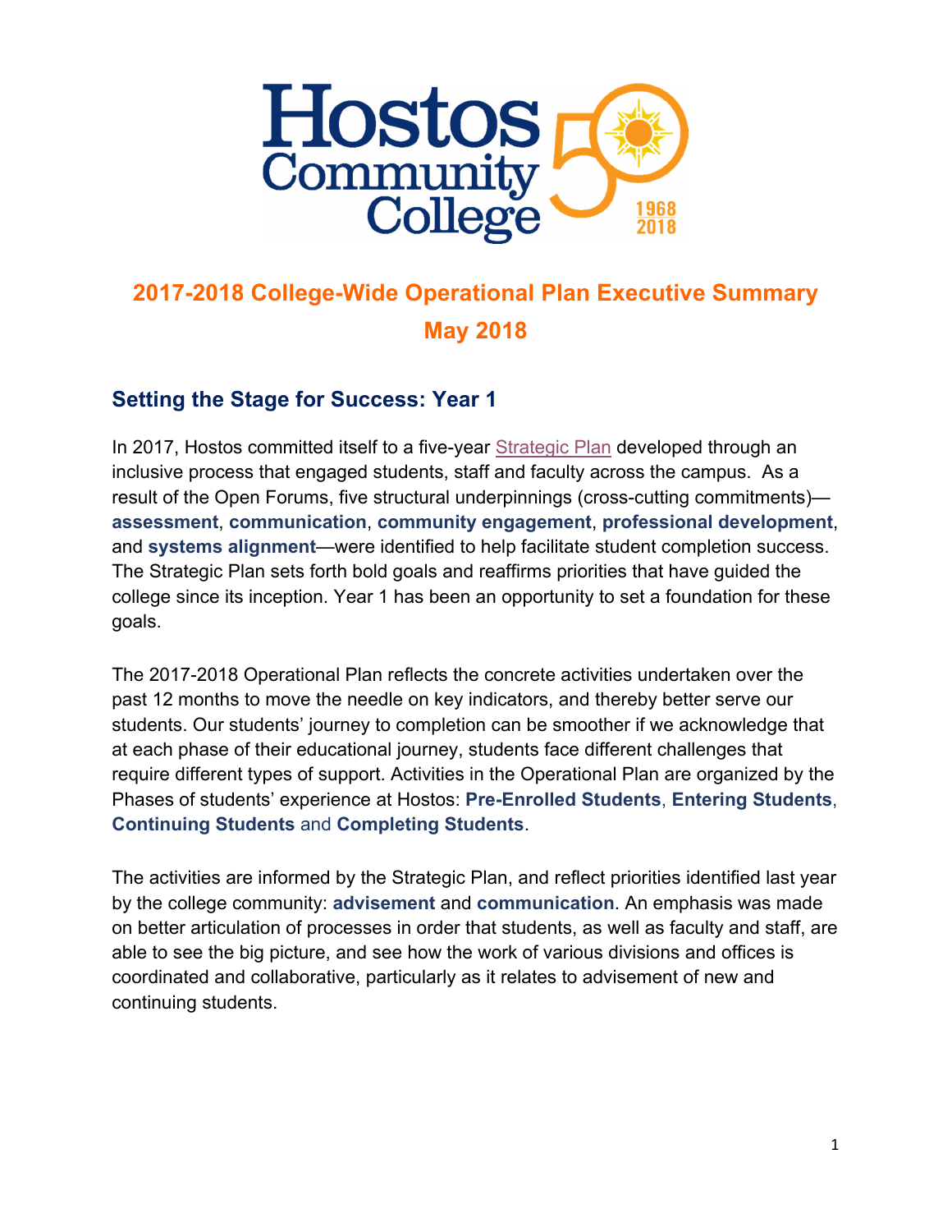# 2017-2018 College-Wide Operational Plan Executive Summary

## May 2018

### Setting the Stage for Success: Year 1

In 2017, Hostos committed itself to a five-year Strategic Plan developed through an inclusive process that engaged students, staff and faculty across the campus. As a result of the Open Forums, five structural underpinnings (cross-cutting commitments)—**assessment**, **communication**, **community engagement**, **professional development**, and **systems alignment**—were identified to help facilitate student completion success. The Strategic Plan sets forth bold goals and reaffirms priorities that have guided the college since its inception. Year 1 has been an opportunity to set a foundation for these goals.

The 2017-2018 Operational Plan reflects the concrete activities undertaken over the past 12 months to move the needle on key indicators, and thereby better serve our students. Our students' journey to completion can be smoother if we acknowledge that at each phase of their educational journey, students face different challenges that require different types of support. Activities in the Operational Plan are organized by the Phases of students' experience at Hostos: **Pre-Enrolled Students**, **Entering Students**, **Continuing Students** and **Completing Students**.

The activities are informed by the Strategic Plan, and reflect priorities identified last year by the college community: **advisement** and **communication**. An emphasis was made on better articulation of processes in order that students, as well as faculty and staff, are able to see the big picture, and see how the work of various divisions and offices is coordinated and collaborative, particularly as it relates to advisement of new and continuing students.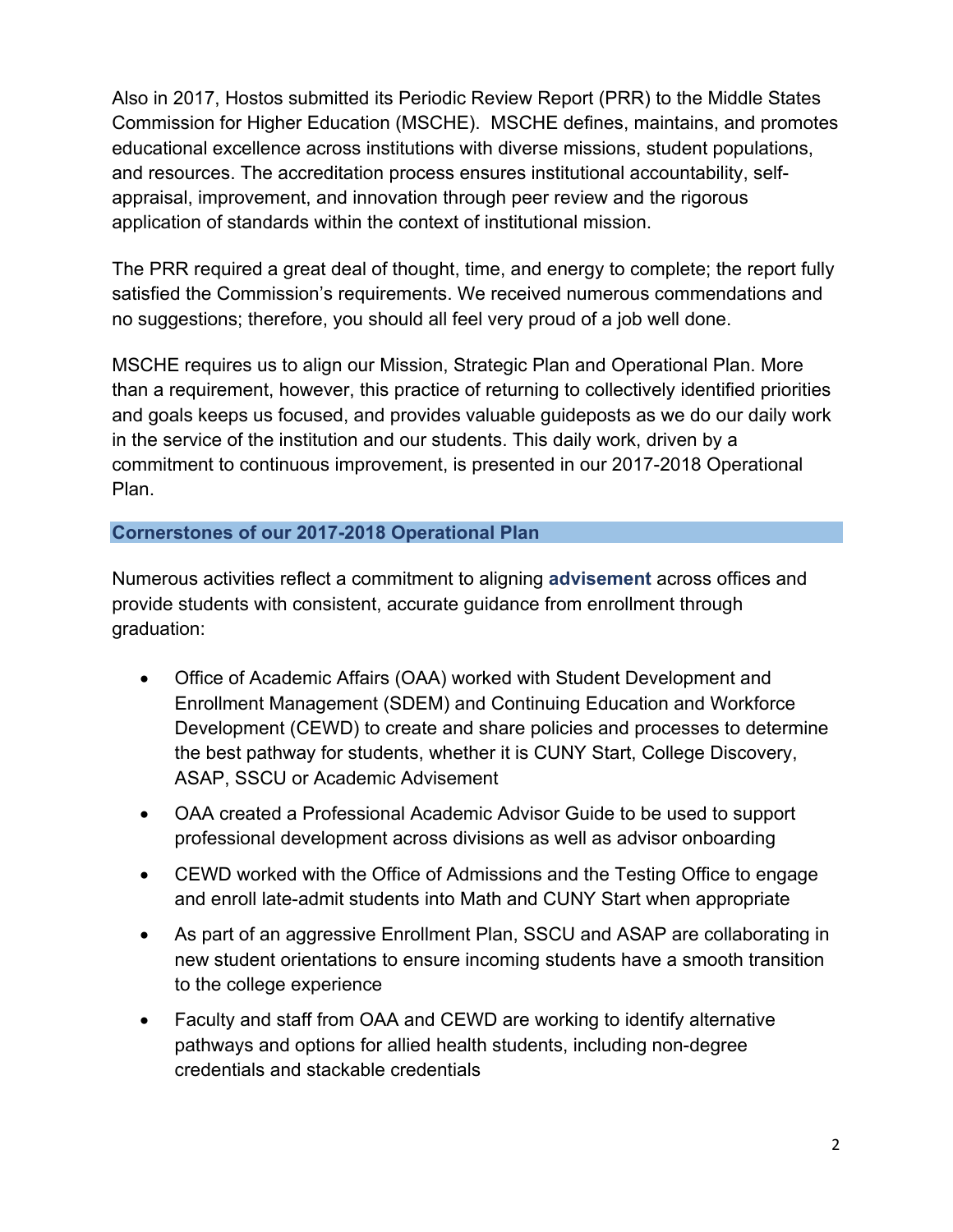Also in 2017, Hostos submitted its Periodic Review Report (PRR) to the Middle States Commission for Higher Education (MSCHE). MSCHE defines, maintains, and promotes educational excellence across institutions with diverse missions, student populations, and resources. The accreditation process ensures institutional accountability, self-appraisal, improvement, and innovation through peer review and the rigorous application of standards within the context of institutional mission.

The PRR required a great deal of thought, time, and energy to complete; the report fully satisfied the Commission's requirements. We received numerous commendations and no suggestions; therefore, you should all feel very proud of a job well done.

MSCHE requires us to align our Mission, Strategic Plan and Operational Plan. More than a requirement, however, this practice of returning to collectively identified priorities and goals keeps us focused, and provides valuable guideposts as we do our daily work in the service of the institution and our students. This daily work, driven by a commitment to continuous improvement, is presented in our 2017-2018 Operational Plan.

## Cornerstones of our 2017-2018 Operational Plan

Numerous activities reflect a commitment to aligning **advisement** across offices and provide students with consistent, accurate guidance from enrollment through graduation:

- Office of Academic Affairs (OAA) worked with Student Development and Enrollment Management (SDEM) and Continuing Education and Workforce Development (CEWD) to create and share policies and processes to determine the best pathway for students, whether it is CUNY Start, College Discovery, ASAP, SSCU or Academic Advisement
- OAA created a Professional Academic Advisor Guide to be used to support professional development across divisions as well as advisor onboarding
- CEWD worked with the Office of Admissions and the Testing Office to engage and enroll late-admit students into Math and CUNY Start when appropriate
- As part of an aggressive Enrollment Plan, SSCU and ASAP are collaborating in new student orientations to ensure incoming students have a smooth transition to the college experience
- Faculty and staff from OAA and CEWD are working to identify alternative pathways and options for allied health students, including non-degree credentials and stackable credentials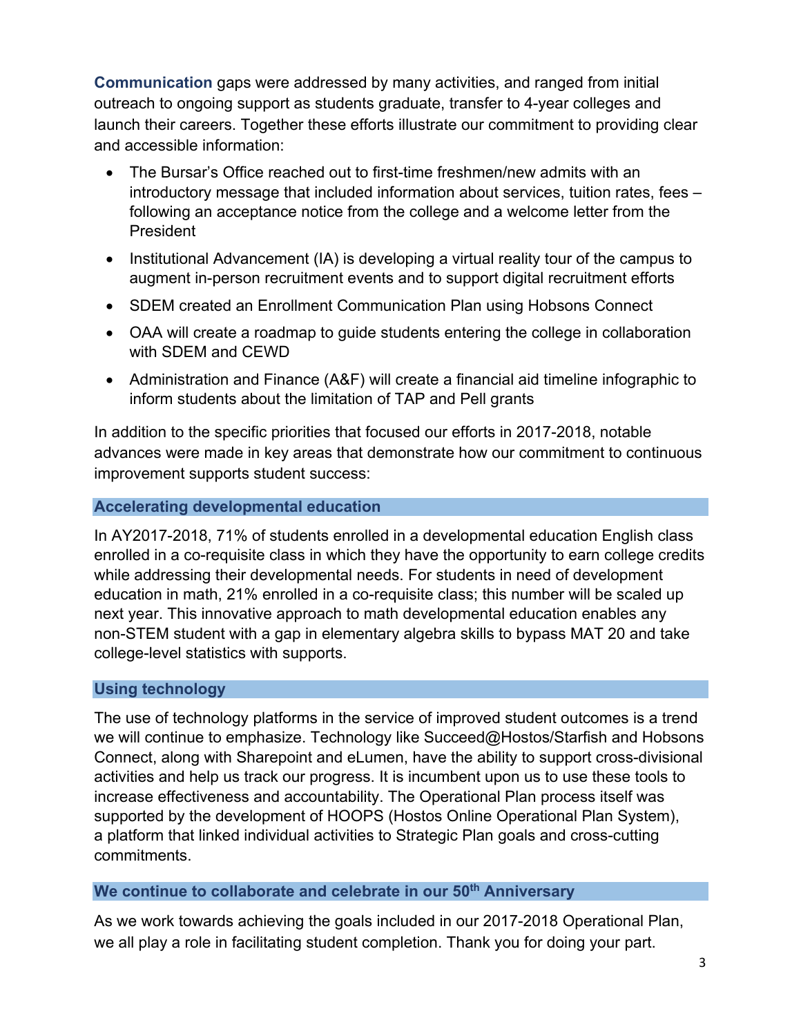**Communication** gaps were addressed by many activities, and ranged from initial outreach to ongoing support as students graduate, transfer to 4-year colleges and launch their careers. Together these efforts illustrate our commitment to providing clear and accessible information:

- The Bursar's Office reached out to first-time freshmen/new admits with an introductory message that included information about services, tuition rates, fees – following an acceptance notice from the college and a welcome letter from the President
- Institutional Advancement (IA) is developing a virtual reality tour of the campus to augment in-person recruitment events and to support digital recruitment efforts
- SDEM created an Enrollment Communication Plan using Hobsons Connect
- OAA will create a roadmap to guide students entering the college in collaboration with SDEM and CEWD
- Administration and Finance (A&F) will create a financial aid timeline infographic to inform students about the limitation of TAP and Pell grants

In addition to the specific priorities that focused our efforts in 2017-2018, notable advances were made in key areas that demonstrate how our commitment to continuous improvement supports student success:

### Accelerating developmental education

In AY2017-2018, 71% of students enrolled in a developmental education English class enrolled in a co-requisite class in which they have the opportunity to earn college credits while addressing their developmental needs. For students in need of development education in math, 21% enrolled in a co-requisite class; this number will be scaled up next year. This innovative approach to math developmental education enables any non-STEM student with a gap in elementary algebra skills to bypass MAT 20 and take college-level statistics with supports.

### Using technology

The use of technology platforms in the service of improved student outcomes is a trend we will continue to emphasize. Technology like Succeed@Hostos/Starfish and Hobsons Connect, along with Sharepoint and eLumen, have the ability to support cross-divisional activities and help us track our progress. It is incumbent upon us to use these tools to increase effectiveness and accountability. The Operational Plan process itself was supported by the development of HOOPS (Hostos Online Operational Plan System), a platform that linked individual activities to Strategic Plan goals and cross-cutting commitments.

### We continue to collaborate and celebrate in our 50th Anniversary

As we work towards achieving the goals included in our 2017-2018 Operational Plan, we all play a role in facilitating student completion. Thank you for doing your part.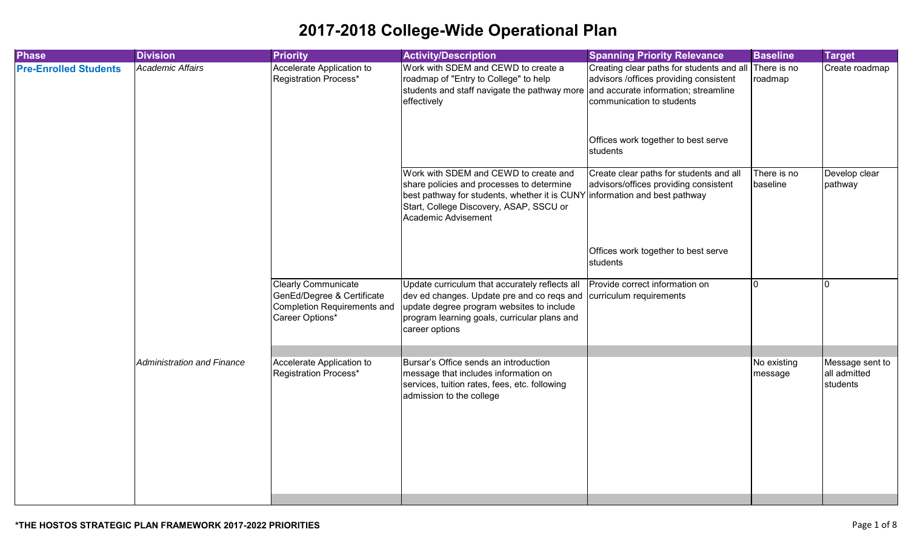# 2017-2018 College-Wide Operational Plan

| Phase | Division | Priority | Activity/Description | Spanning Priority Relevance | Baseline | Target |
|---|---|---|---|---|---|---|
| **Pre-Enrolled Students** | *Academic Affairs* | Accelerate Application to Registration Process* | Work with SDEM and CEWD to create a roadmap of "Entry to College" to help students and staff navigate the pathway more effectively | Creating clear paths for students and all advisors /offices providing consistent and accurate information; streamline communication to students<br><br>Offices work together to best serve students | There is no roadmap | Create roadmap |
| | | | Work with SDEM and CEWD to create and share policies and processes to determine best pathway for students, whether it is CUNY Start, College Discovery, ASAP, SSCU or Academic Advisement | Create clear paths for students and all advisors/offices providing consistent information and best pathway<br><br>Offices work together to best serve students | There is no baseline | Develop clear pathway |
| | | Clearly Communicate GenEd/Degree & Certificate Completion Requirements and Career Options* | Update curriculum that accurately reflects all dev ed changes. Update pre and co reqs and update degree program websites to include program learning goals, curricular plans and career options | Provide correct information on curriculum requirements | 0 | 0 |
| | *Administration and Finance* | Accelerate Application to Registration Process* | Bursar's Office sends an introduction message that includes information on services, tuition rates, fees, etc. following admission to the college | | No existing message | Message sent to all admitted students |

**\*THE HOSTOS STRATEGIC PLAN FRAMEWORK 2017-2022 PRIORITIES**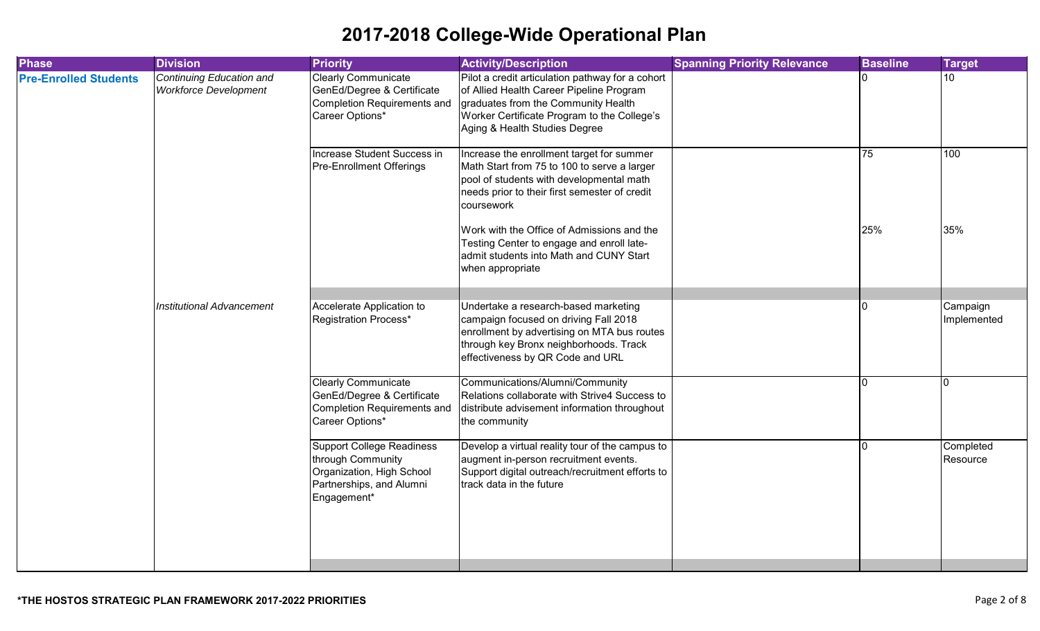# 2017-2018 College-Wide Operational Plan

| Phase | Division | Priority | Activity/Description | Spanning Priority Relevance | Baseline | Target |
|---|---|---|---|---|---|---|
| **Pre-Enrolled Students** | *Continuing Education and Workforce Development* | Clearly Communicate GenEd/Degree & Certificate Completion Requirements and Career Options* | Pilot a credit articulation pathway for a cohort of Allied Health Career Pipeline Program graduates from the Community Health Worker Certificate Program to the College's Aging & Health Studies Degree | | 0 | 10 |
| | | Increase Student Success in Pre-Enrollment Offerings | Increase the enrollment target for summer Math Start from 75 to 100 to serve a larger pool of students with developmental math needs prior to their first semester of credit coursework | | 75 | 100 |
| | | | Work with the Office of Admissions and the Testing Center to engage and enroll late-admit students into Math and CUNY Start when appropriate | | 25% | 35% |
| | *Institutional Advancement* | Accelerate Application to Registration Process* | Undertake a research-based marketing campaign focused on driving Fall 2018 enrollment by advertising on MTA bus routes through key Bronx neighborhoods. Track effectiveness by QR Code and URL | | 0 | Campaign Implemented |
| | | Clearly Communicate GenEd/Degree & Certificate Completion Requirements and Career Options* | Communications/Alumni/Community Relations collaborate with Strive4 Success to distribute advisement information throughout the community | | 0 | 0 |
| | | Support College Readiness through Community Organization, High School Partnerships, and Alumni Engagement* | Develop a virtual reality tour of the campus to augment in-person recruitment events. Support digital outreach/recruitment efforts to track data in the future | | 0 | Completed Resource |

**\*THE HOSTOS STRATEGIC PLAN FRAMEWORK 2017-2022 PRIORITIES**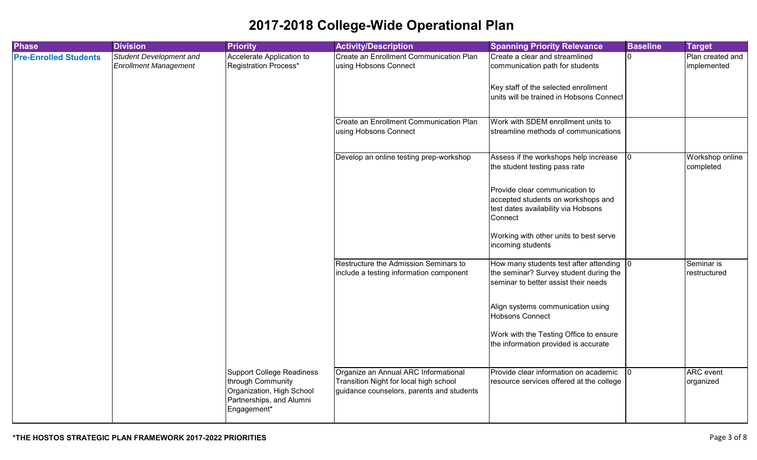# 2017-2018 College-Wide Operational Plan

| Phase | Division | Priority | Activity/Description | Spanning Priority Relevance | Baseline | Target |
|---|---|---|---|---|---|---|
| **Pre-Enrolled Students** | *Student Development and Enrollment Management* | Accelerate Application to Registration Process* | Create an Enrollment Communication Plan using Hobsons Connect | Create a clear and streamlined communication path for students<br><br>Key staff of the selected enrollment units will be trained in Hobsons Connect | 0 | Plan created and implemented |
| | | | Create an Enrollment Communication Plan using Hobsons Connect | Work with SDEM enrollment units to streamline methods of communications | | |
| | | | Develop an online testing prep-workshop | Assess if the workshops help increase the student testing pass rate<br><br>Provide clear communication to accepted students on workshops and test dates availability via Hobsons Connect<br><br>Working with other units to best serve incoming students | 0 | Workshop online completed |
| | | | Restructure the Admission Seminars to include a testing information component | How many students test after attending the seminar? Survey student during the seminar to better assist their needs<br><br>Align systems communication using Hobsons Connect<br><br>Work with the Testing Office to ensure the information provided is accurate | 0 | Seminar is restructured |
| | | Support College Readiness through Community Organization, High School Partnerships, and Alumni Engagement* | Organize an Annual ARC Informational Transition Night for local high school guidance counselors, parents and students | Provide clear information on academic resource services offered at the college | 0 | ARC event organized |

**\*THE HOSTOS STRATEGIC PLAN FRAMEWORK 2017-2022 PRIORITIES**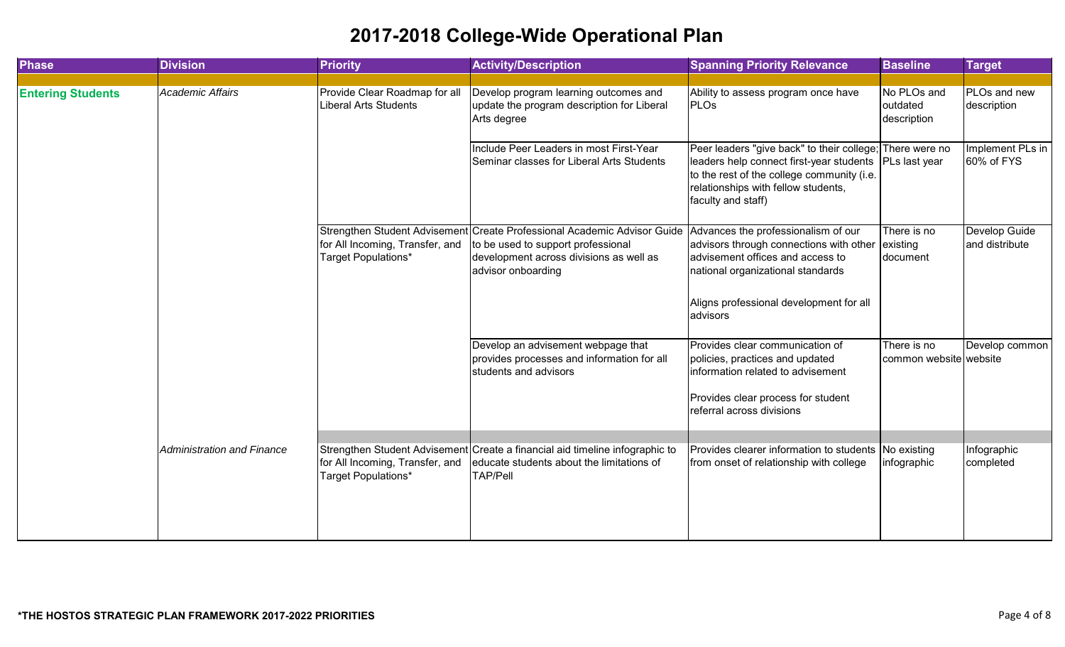# 2017-2018 College-Wide Operational Plan

| Phase | Division | Priority | Activity/Description | Spanning Priority Relevance | Baseline | Target |
|---|---|---|---|---|---|---|
| **Entering Students** | *Academic Affairs* | Provide Clear Roadmap for all Liberal Arts Students | Develop program learning outcomes and update the program description for Liberal Arts degree | Ability to assess program once have PLOs | No PLOs and outdated description | PLOs and new description |
| | | | Include Peer Leaders in most First-Year Seminar classes for Liberal Arts Students | Peer leaders "give back" to their college; leaders help connect first-year students to the rest of the college community (i.e. relationships with fellow students, faculty and staff) | There were no PLs last year | Implement PLs in 60% of FYS |
| | | Strengthen Student Advisement for All Incoming, Transfer, and Target Populations* | Create Professional Academic Advisor Guide to be used to support professional development across divisions as well as advisor onboarding | Advances the professionalism of our advisors through connections with other advisement offices and access to national organizational standards<br><br>Aligns professional development for all advisors | There is no existing document | Develop Guide and distribute |
| | | | Develop an advisement webpage that provides processes and information for all students and advisors | Provides clear communication of policies, practices and updated information related to advisement<br><br>Provides clear process for student referral across divisions | There is no common website | Develop common website |
| | *Administration and Finance* | Strengthen Student Advisement for All Incoming, Transfer, and Target Populations* | Create a financial aid timeline infographic to educate students about the limitations of TAP/Pell | Provides clearer information to students from onset of relationship with college | No existing infographic | Infographic completed |

**\*THE HOSTOS STRATEGIC PLAN FRAMEWORK 2017-2022 PRIORITIES**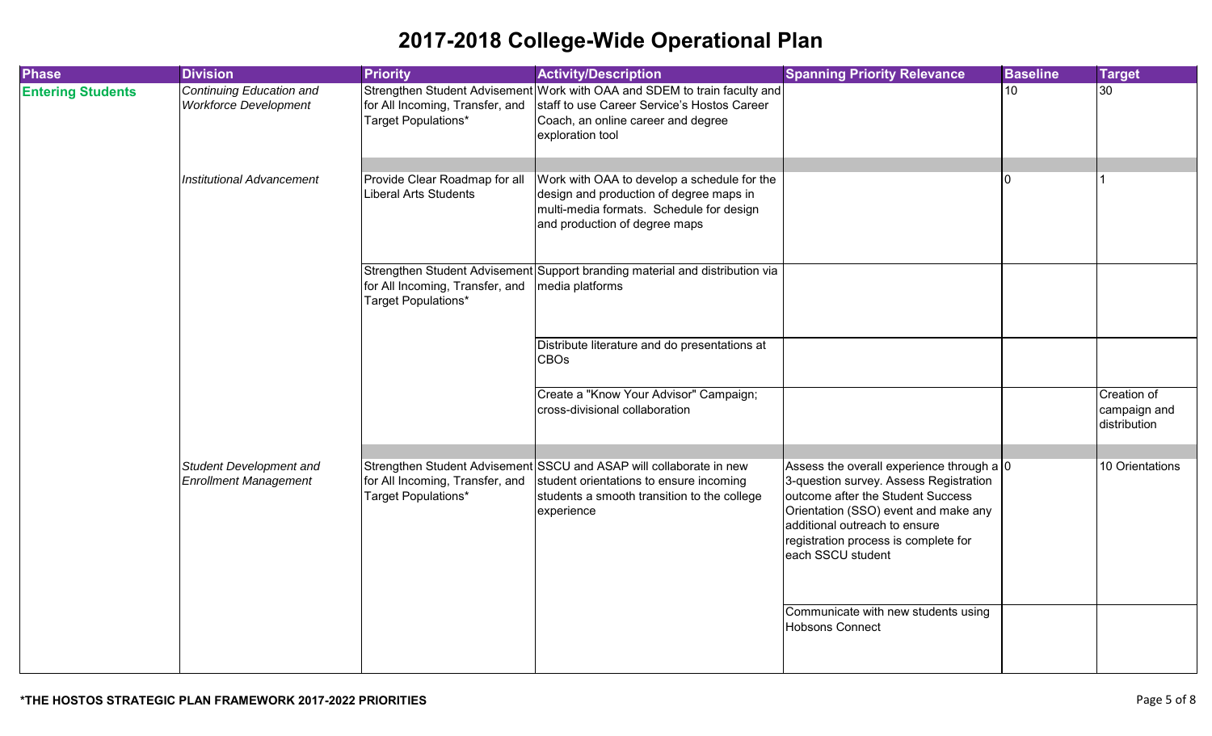# 2017-2018 College-Wide Operational Plan

| Phase | Division | Priority | Activity/Description | Spanning Priority Relevance | Baseline | Target |
|---|---|---|---|---|---|---|
| **Entering Students** | *Continuing Education and Workforce Development* | Strengthen Student Advisement for All Incoming, Transfer, and Target Populations* | Work with OAA and SDEM to train faculty and staff to use Career Service's Hostos Career Coach, an online career and degree exploration tool | | 10 | 30 |
| | | | | | | |
| | *Institutional Advancement* | Provide Clear Roadmap for all Liberal Arts Students | Work with OAA to develop a schedule for the design and production of degree maps in multi-media formats. Schedule for design and production of degree maps | | 0 | 1 |
| | | Strengthen Student Advisement for All Incoming, Transfer, and Target Populations* | Support branding material and distribution via media platforms | | | |
| | | | Distribute literature and do presentations at CBOs | | | |
| | | | Create a "Know Your Advisor" Campaign; cross-divisional collaboration | | | Creation of campaign and distribution |
| | | | | | | |
| | *Student Development and Enrollment Management* | Strengthen Student Advisement for All Incoming, Transfer, and Target Populations* | SSCU and ASAP will collaborate in new student orientations to ensure incoming students a smooth transition to the college experience | Assess the overall experience through a 3-question survey. Assess Registration outcome after the Student Success Orientation (SSO) event and make any additional outreach to ensure registration process is complete for each SSCU student | 0 | 10 Orientations |
| | | | | Communicate with new students using Hobsons Connect | | |

**\*THE HOSTOS STRATEGIC PLAN FRAMEWORK 2017-2022 PRIORITIES**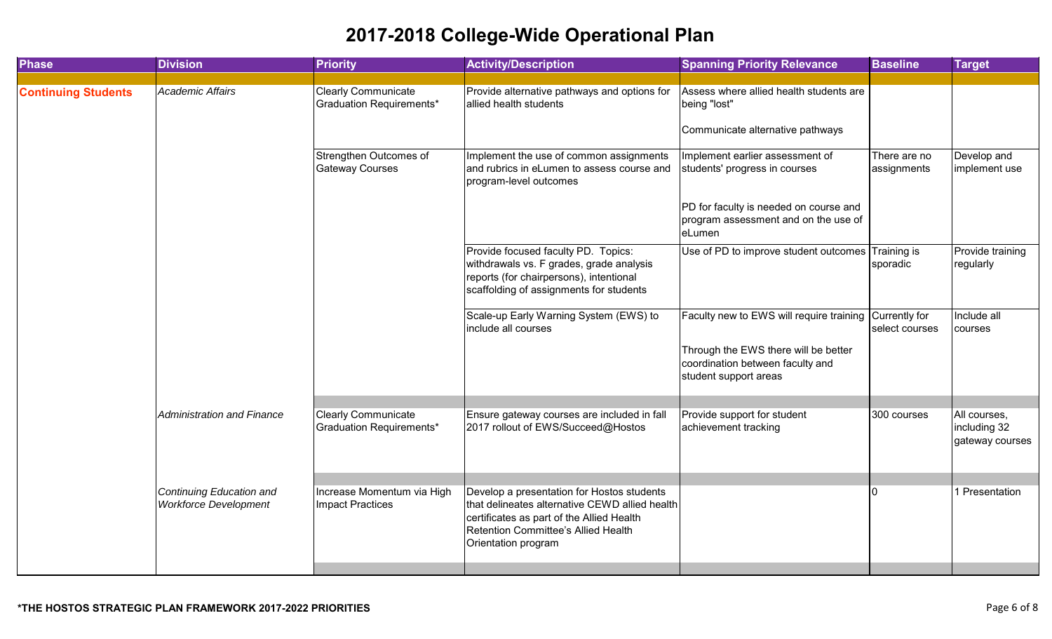# 2017-2018 College-Wide Operational Plan

| Phase | Division | Priority | Activity/Description | Spanning Priority Relevance | Baseline | Target |
|---|---|---|---|---|---|---|
| **Continuing Students** | *Academic Affairs* | Clearly Communicate Graduation Requirements* | Provide alternative pathways and options for allied health students | Assess where allied health students are being "lost"<br><br>Communicate alternative pathways | | |
| | | Strengthen Outcomes of Gateway Courses | Implement the use of common assignments and rubrics in eLumen to assess course and program-level outcomes | Implement earlier assessment of students' progress in courses<br><br>PD for faculty is needed on course and program assessment and on the use of eLumen | There are no assignments | Develop and implement use |
| | | | Provide focused faculty PD. Topics: withdrawals vs. F grades, grade analysis reports (for chairpersons), intentional scaffolding of assignments for students | Use of PD to improve student outcomes | Training is sporadic | Provide training regularly |
| | | | Scale-up Early Warning System (EWS) to include all courses | Faculty new to EWS will require training<br><br>Through the EWS there will be better coordination between faculty and student support areas | Currently for select courses | Include all courses |
| | *Administration and Finance* | Clearly Communicate Graduation Requirements* | Ensure gateway courses are included in fall 2017 rollout of EWS/Succeed@Hostos | Provide support for student achievement tracking | 300 courses | All courses, including 32 gateway courses |
| | *Continuing Education and Workforce Development* | Increase Momentum via High Impact Practices | Develop a presentation for Hostos students that delineates alternative CEWD allied health certificates as part of the Allied Health Retention Committee's Allied Health Orientation program | | 0 | 1 Presentation |

**\*THE HOSTOS STRATEGIC PLAN FRAMEWORK 2017-2022 PRIORITIES**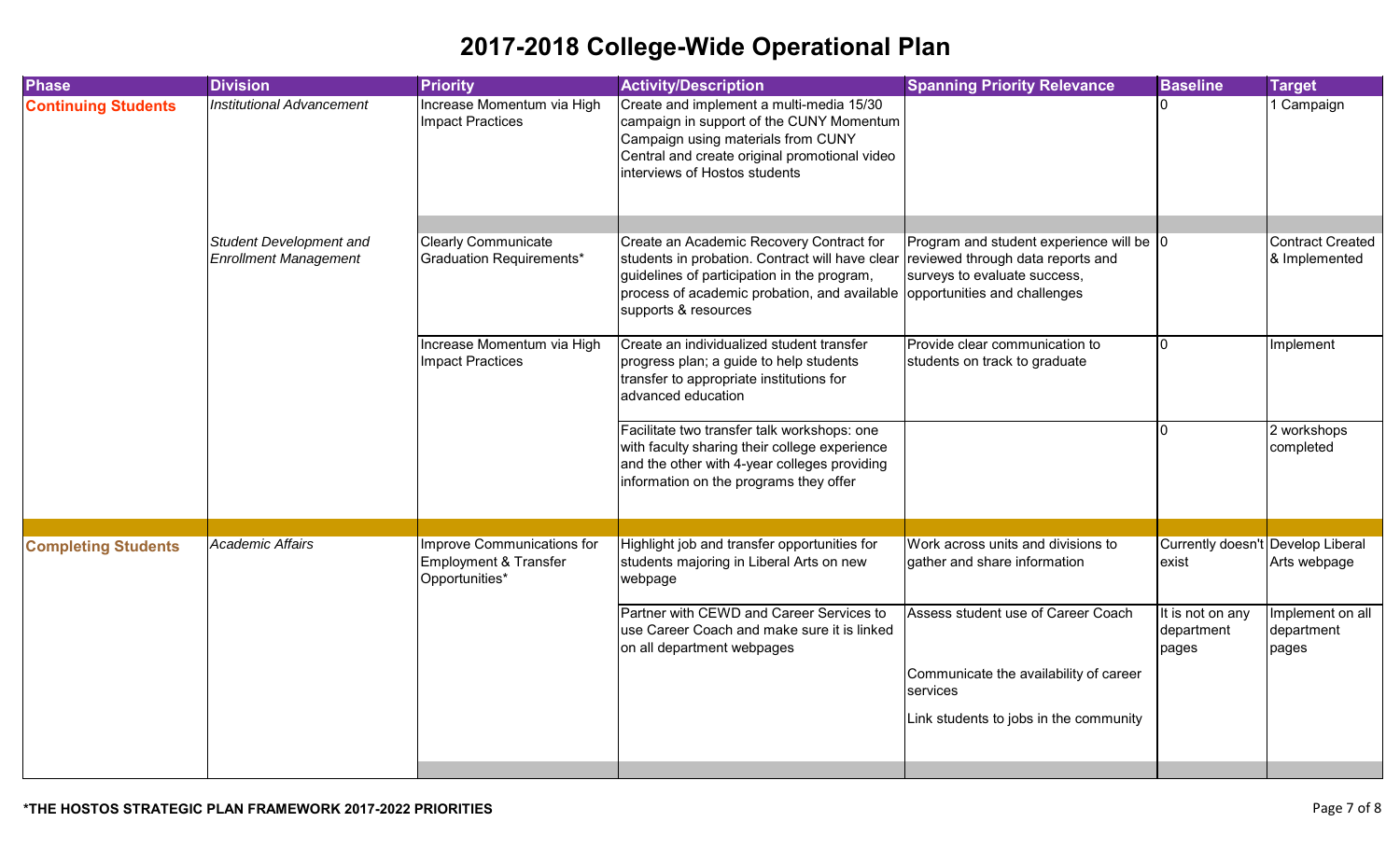# 2017-2018 College-Wide Operational Plan

| Phase | Division | Priority | Activity/Description | Spanning Priority Relevance | Baseline | Target |
|---|---|---|---|---|---|---|
| **Continuing Students** | *Institutional Advancement* | Increase Momentum via High Impact Practices | Create and implement a multi-media 15/30 campaign in support of the CUNY Momentum Campaign using materials from CUNY Central and create original promotional video interviews of Hostos students | | 0 | 1 Campaign |
| | *Student Development and Enrollment Management* | Clearly Communicate Graduation Requirements* | Create an Academic Recovery Contract for students in probation. Contract will have clear guidelines of participation in the program, process of academic probation, and available supports & resources | Program and student experience will be reviewed through data reports and surveys to evaluate success, opportunities and challenges | 0 | Contract Created & Implemented |
| | | Increase Momentum via High Impact Practices | Create an individualized student transfer progress plan; a guide to help students transfer to appropriate institutions for advanced education | Provide clear communication to students on track to graduate | 0 | Implement |
| | | | Facilitate two transfer talk workshops: one with faculty sharing their college experience and the other with 4-year colleges providing information on the programs they offer | | 0 | 2 workshops completed |
| **Completing Students** | *Academic Affairs* | Improve Communications for Employment & Transfer Opportunities* | Highlight job and transfer opportunities for students majoring in Liberal Arts on new webpage | Work across units and divisions to gather and share information | Currently doesn't exist | Develop Liberal Arts webpage |
| | | | Partner with CEWD and Career Services to use Career Coach and make sure it is linked on all department webpages | Assess student use of Career Coach<br><br>Communicate the availability of career services<br><br>Link students to jobs in the community | It is not on any department pages | Implement on all department pages |

**\*THE HOSTOS STRATEGIC PLAN FRAMEWORK 2017-2022 PRIORITIES**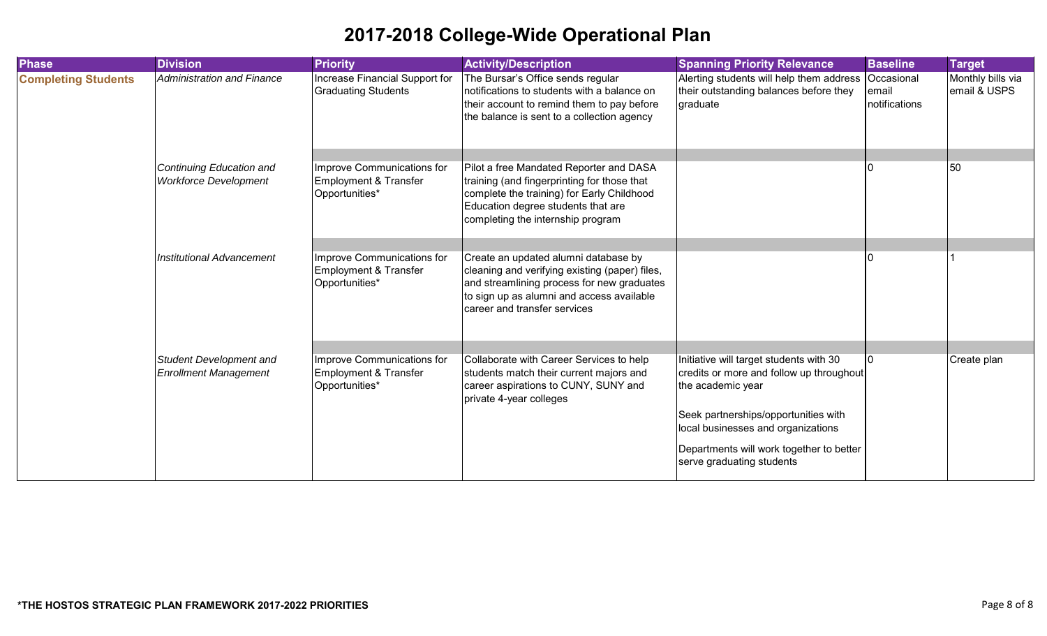# 2017-2018 College-Wide Operational Plan

| Phase | Division | Priority | Activity/Description | Spanning Priority Relevance | Baseline | Target |
|---|---|---|---|---|---|---|
| **Completing Students** | *Administration and Finance* | Increase Financial Support for Graduating Students | The Bursar's Office sends regular notifications to students with a balance on their account to remind them to pay before the balance is sent to a collection agency | Alerting students will help them address their outstanding balances before they graduate | Occasional email notifications | Monthly bills via email & USPS |
| | *Continuing Education and Workforce Development* | Improve Communications for Employment & Transfer Opportunities* | Pilot a free Mandated Reporter and DASA training (and fingerprinting for those that complete the training) for Early Childhood Education degree students that are completing the internship program | | 0 | 50 |
| | *Institutional Advancement* | Improve Communications for Employment & Transfer Opportunities* | Create an updated alumni database by cleaning and verifying existing (paper) files, and streamlining process for new graduates to sign up as alumni and access available career and transfer services | | 0 | 1 |
| | *Student Development and Enrollment Management* | Improve Communications for Employment & Transfer Opportunities* | Collaborate with Career Services to help students match their current majors and career aspirations to CUNY, SUNY and private 4-year colleges | Initiative will target students with 30 credits or more and follow up throughout the academic year<br><br>Seek partnerships/opportunities with local businesses and organizations<br><br>Departments will work together to better serve graduating students | 0 | Create plan |

**\*THE HOSTOS STRATEGIC PLAN FRAMEWORK 2017-2022 PRIORITIES**